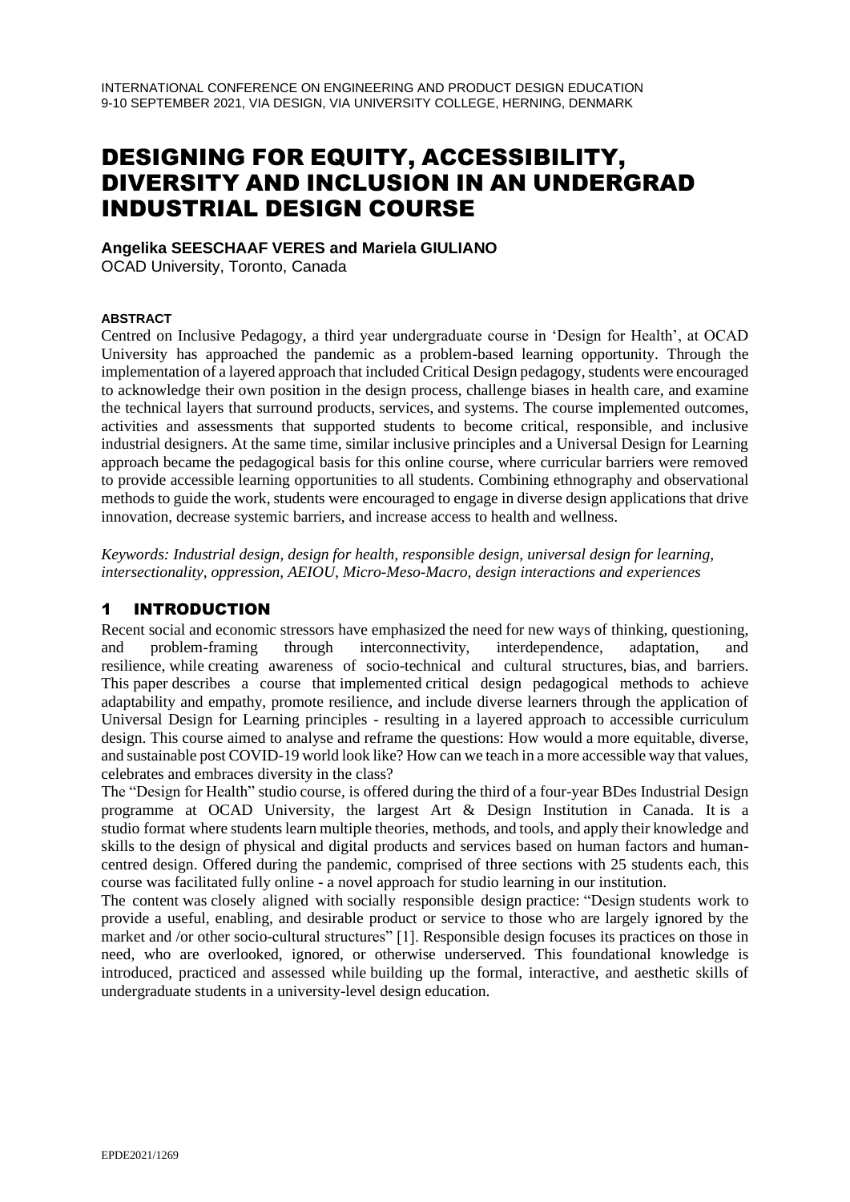# DESIGNING FOR EQUITY, ACCESSIBILITY, DIVERSITY AND INCLUSION IN AN UNDERGRAD INDUSTRIAL DESIGN COURSE

**Angelika SEESCHAAF VERES and Mariela GIULIANO**

OCAD University, Toronto, Canada

#### ABSTRACT

Centred on Inclusive Pedagogy, a third year undergraduate course in 'Design for Health', at OCAD University has approached the pandemic as a problem-based learning opportunity. Through the implementation of a layered approach that included Critical Design pedagogy, students were encouraged to acknowledge their own position in the design process, challenge biases in health care, and examine the technical layers that surround products, services, and systems. The course implemented outcomes, activities and assessments that supported students to become critical, responsible, and inclusive industrial designers. At the same time, similar inclusive principles and a Universal Design for Learning approach became the pedagogical basis for this online course, where curricular barriers were removed to provide accessible learning opportunities to all students. Combining ethnography and observational methods to guide the work, students were encouraged to engage in diverse design applications that drive innovation, decrease systemic barriers, and increase access to health and wellness.

*Keywords: Industrial design, design for health, responsible design, universal design for learning, intersectionality, oppression, AEIOU, Micro-Meso-Macro, design interactions and experiences*

## 1 INTRODUCTION

Recent social and economic stressors have emphasized the need for new ways of thinking, questioning, and problem-framing through interconnectivity, interdependence, adaptation, and resilience, while creating awareness of socio-technical and cultural structures, bias, and barriers. This paper describes a course that implemented critical design pedagogical methods to achieve adaptability and empathy, promote resilience, and include diverse learners through the application of Universal Design for Learning principles - resulting in a layered approach to accessible curriculum design. This course aimed to analyse and reframe the questions: How would a more equitable, diverse, and sustainable post COVID-19 world look like? How can we teach in a more accessible way that values, celebrates and embraces diversity in the class?

The "Design for Health" studio course, is offered during the third of a four-year BDes Industrial Design programme at OCAD University, the largest Art & Design Institution in Canada. It is a studio format where students learn multiple theories, methods, and tools, and apply their knowledge and skills to the design of physical and digital products and services based on human factors and human-centred design. Offered during the pandemic, comprised of three sections with 25 students each, this course was facilitated fully online - a novel approach for studio learning in our institution.

The content was closely aligned with socially responsible design practice: "Design students work to provide a useful, enabling, and desirable product or service to those who are largely ignored by the market and /or other socio-cultural structures" [1]. Responsible design focuses its practices on those in need, who are overlooked, ignored, or otherwise underserved. This foundational knowledge is introduced, practiced and assessed while building up the formal, interactive, and aesthetic skills of undergraduate students in a university-level design education.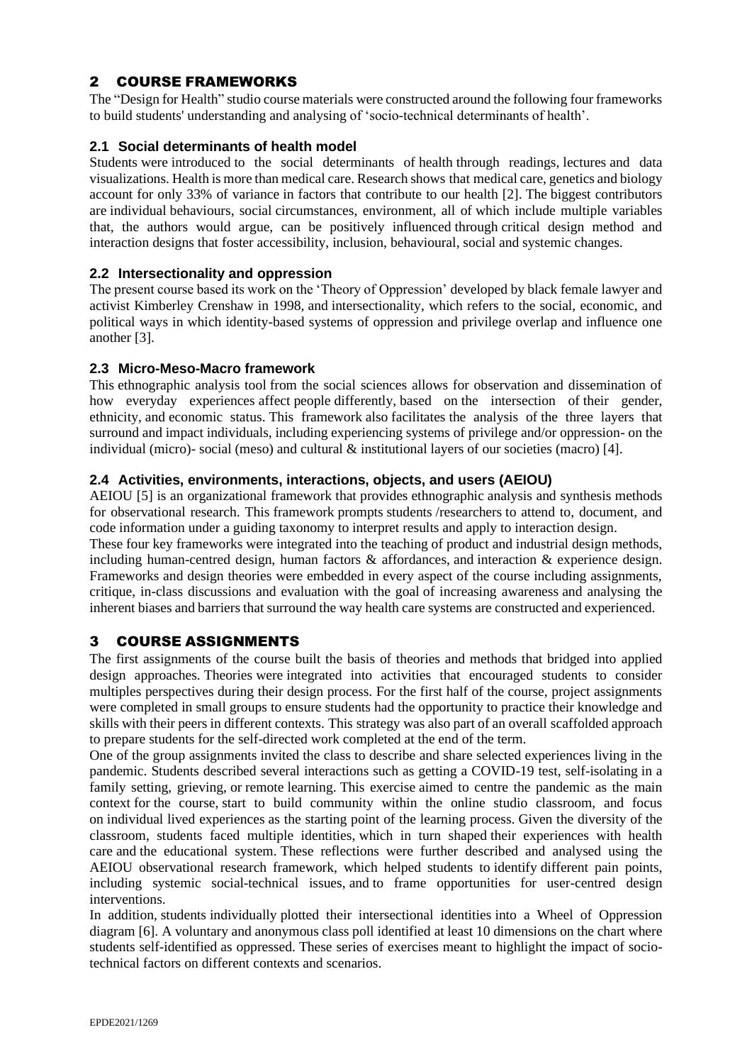## 2 COURSE FRAMEWORKS

The "Design for Health" studio course materials were constructed around the following four frameworks to build students' understanding and analysing of 'socio-technical determinants of health'.

### 2.1 Social determinants of health model

Students were introduced to the social determinants of health through readings, lectures and data visualizations. Health is more than medical care. Research shows that medical care, genetics and biology account for only 33% of variance in factors that contribute to our health [2]. The biggest contributors are individual behaviours, social circumstances, environment, all of which include multiple variables that, the authors would argue, can be positively influenced through critical design method and interaction designs that foster accessibility, inclusion, behavioural, social and systemic changes.

### 2.2 Intersectionality and oppression

The present course based its work on the 'Theory of Oppression' developed by black female lawyer and activist Kimberley Crenshaw in 1998, and intersectionality, which refers to the social, economic, and political ways in which identity-based systems of oppression and privilege overlap and influence one another [3].

### 2.3 Micro-Meso-Macro framework

This ethnographic analysis tool from the social sciences allows for observation and dissemination of how everyday experiences affect people differently, based on the intersection of their gender, ethnicity, and economic status. This framework also facilitates the analysis of the three layers that surround and impact individuals, including experiencing systems of privilege and/or oppression- on the individual (micro)- social (meso) and cultural & institutional layers of our societies (macro) [4].

### 2.4 Activities, environments, interactions, objects, and users (AEIOU)

AEIOU [5] is an organizational framework that provides ethnographic analysis and synthesis methods for observational research. This framework prompts students /researchers to attend to, document, and code information under a guiding taxonomy to interpret results and apply to interaction design.

These four key frameworks were integrated into the teaching of product and industrial design methods, including human-centred design, human factors & affordances, and interaction & experience design. Frameworks and design theories were embedded in every aspect of the course including assignments, critique, in-class discussions and evaluation with the goal of increasing awareness and analysing the inherent biases and barriers that surround the way health care systems are constructed and experienced.

## 3 COURSE ASSIGNMENTS

The first assignments of the course built the basis of theories and methods that bridged into applied design approaches. Theories were integrated into activities that encouraged students to consider multiples perspectives during their design process. For the first half of the course, project assignments were completed in small groups to ensure students had the opportunity to practice their knowledge and skills with their peers in different contexts. This strategy was also part of an overall scaffolded approach to prepare students for the self-directed work completed at the end of the term.

One of the group assignments invited the class to describe and share selected experiences living in the pandemic. Students described several interactions such as getting a COVID-19 test, self-isolating in a family setting, grieving, or remote learning. This exercise aimed to centre the pandemic as the main context for the course, start to build community within the online studio classroom, and focus on individual lived experiences as the starting point of the learning process. Given the diversity of the classroom, students faced multiple identities, which in turn shaped their experiences with health care and the educational system. These reflections were further described and analysed using the AEIOU observational research framework, which helped students to identify different pain points, including systemic social-technical issues, and to frame opportunities for user-centred design interventions.

In addition, students individually plotted their intersectional identities into a Wheel of Oppression diagram [6]. A voluntary and anonymous class poll identified at least 10 dimensions on the chart where students self-identified as oppressed. These series of exercises meant to highlight the impact of socio-technical factors on different contexts and scenarios.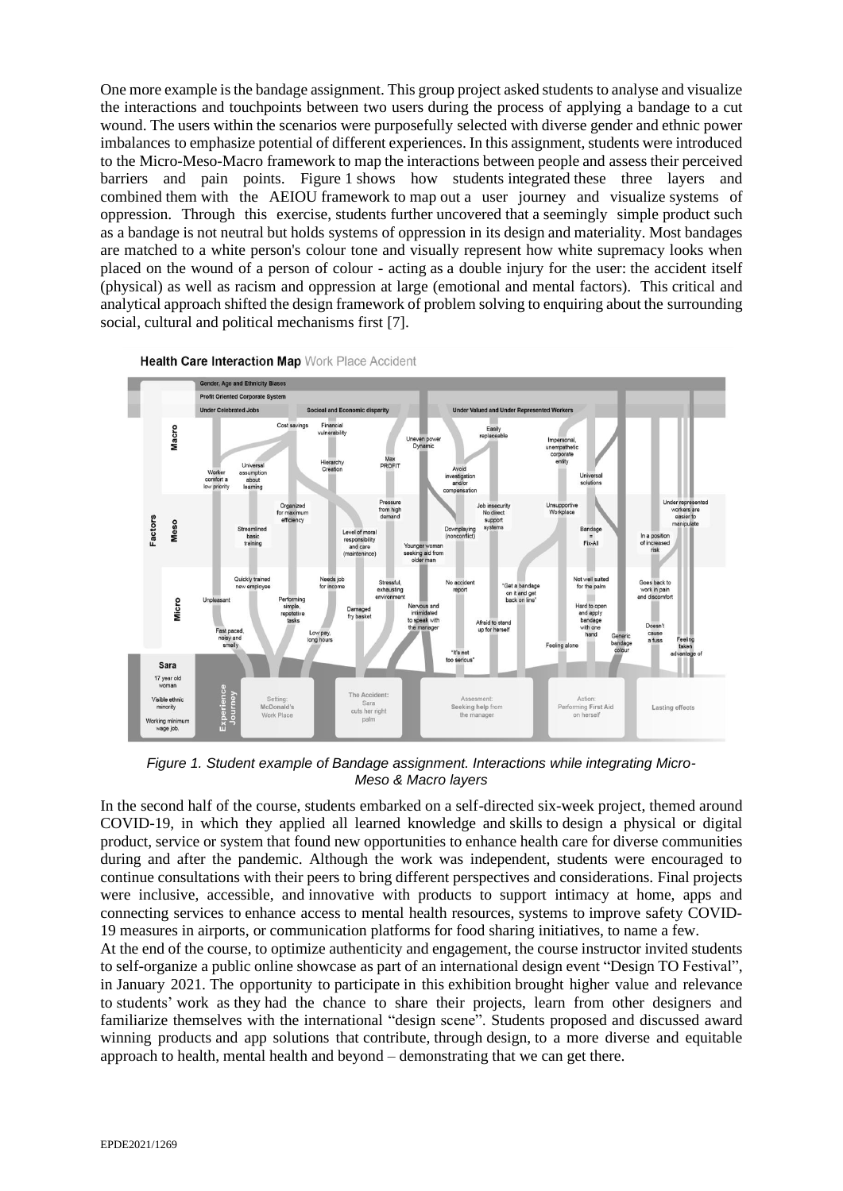One more example is the bandage assignment. This group project asked students to analyse and visualize the interactions and touchpoints between two users during the process of applying a bandage to a cut wound. The users within the scenarios were purposefully selected with diverse gender and ethnic power imbalances to emphasize potential of different experiences. In this assignment, students were introduced to the Micro-Meso-Macro framework to map the interactions between people and assess their perceived barriers and pain points. Figure 1 shows how students integrated these three layers and combined them with the AEIOU framework to map out a user journey and visualize systems of oppression. Through this exercise, students further uncovered that a seemingly simple product such as a bandage is not neutral but holds systems of oppression in its design and materiality. Most bandages are matched to a white person's colour tone and visually represent how white supremacy looks when placed on the wound of a person of colour - acting as a double injury for the user: the accident itself (physical) as well as racism and oppression at large (emotional and mental factors). This critical and analytical approach shifted the design framework of problem solving to enquiring about the surrounding social, cultural and political mechanisms first [7].

*Figure 1. Student example of Bandage assignment. Interactions while integrating Micro-Meso & Macro layers*

In the second half of the course, students embarked on a self-directed six-week project, themed around COVID-19, in which they applied all learned knowledge and skills to design a physical or digital product, service or system that found new opportunities to enhance health care for diverse communities during and after the pandemic. Although the work was independent, students were encouraged to continue consultations with their peers to bring different perspectives and considerations. Final projects were inclusive, accessible, and innovative with products to support intimacy at home, apps and connecting services to enhance access to mental health resources, systems to improve safety COVID-19 measures in airports, or communication platforms for food sharing initiatives, to name a few.

At the end of the course, to optimize authenticity and engagement, the course instructor invited students to self-organize a public online showcase as part of an international design event "Design TO Festival", in January 2021. The opportunity to participate in this exhibition brought higher value and relevance to students' work as they had the chance to share their projects, learn from other designers and familiarize themselves with the international "design scene". Students proposed and discussed award winning products and app solutions that contribute, through design, to a more diverse and equitable approach to health, mental health and beyond – demonstrating that we can get there.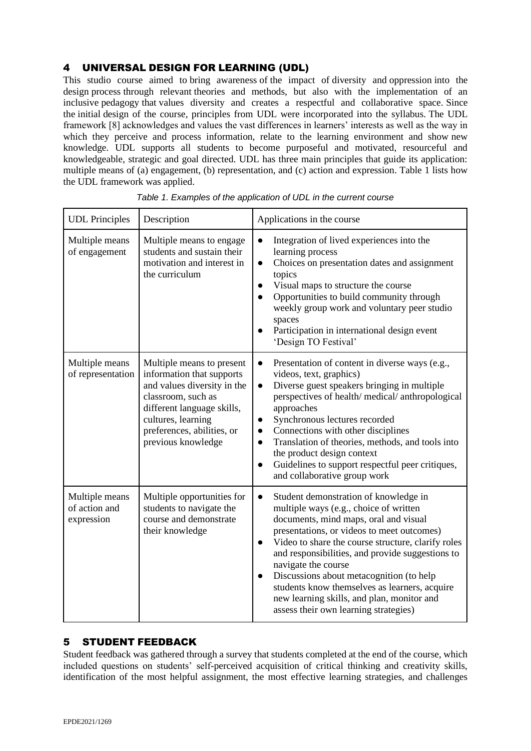## 4 UNIVERSAL DESIGN FOR LEARNING (UDL)

This studio course aimed to bring awareness of the impact of diversity and oppression into the design process through relevant theories and methods, but also with the implementation of an inclusive pedagogy that values diversity and creates a respectful and collaborative space. Since the initial design of the course, principles from UDL were incorporated into the syllabus. The UDL framework [8] acknowledges and values the vast differences in learners' interests as well as the way in which they perceive and process information, relate to the learning environment and show new knowledge. UDL supports all students to become purposeful and motivated, resourceful and knowledgeable, strategic and goal directed. UDL has three main principles that guide its application: multiple means of (a) engagement, (b) representation, and (c) action and expression. Table 1 lists how the UDL framework was applied.

*Table 1. Examples of the application of UDL in the current course*

| UDL Principles | Description | Applications in the course |
|---|---|---|
| Multiple means of engagement | Multiple means to engage students and sustain their motivation and interest in the curriculum | • Integration of lived experiences into the learning process<br>• Choices on presentation dates and assignment topics<br>• Visual maps to structure the course<br>• Opportunities to build community through weekly group work and voluntary peer studio spaces<br>• Participation in international design event 'Design TO Festival' |
| Multiple means of representation | Multiple means to present information that supports and values diversity in the classroom, such as different language skills, cultures, learning preferences, abilities, or previous knowledge | • Presentation of content in diverse ways (e.g., videos, text, graphics)<br>• Diverse guest speakers bringing in multiple perspectives of health/ medical/ anthropological approaches<br>• Synchronous lectures recorded<br>• Connections with other disciplines<br>• Translation of theories, methods, and tools into the product design context<br>• Guidelines to support respectful peer critiques, and collaborative group work |
| Multiple means of action and expression | Multiple opportunities for students to navigate the course and demonstrate their knowledge | • Student demonstration of knowledge in multiple ways (e.g., choice of written documents, mind maps, oral and visual presentations, or videos to meet outcomes)<br>• Video to share the course structure, clarify roles and responsibilities, and provide suggestions to navigate the course<br>• Discussions about metacognition (to help students know themselves as learners, acquire new learning skills, and plan, monitor and assess their own learning strategies) |

## 5 STUDENT FEEDBACK

Student feedback was gathered through a survey that students completed at the end of the course, which included questions on students' self-perceived acquisition of critical thinking and creativity skills, identification of the most helpful assignment, the most effective learning strategies, and challenges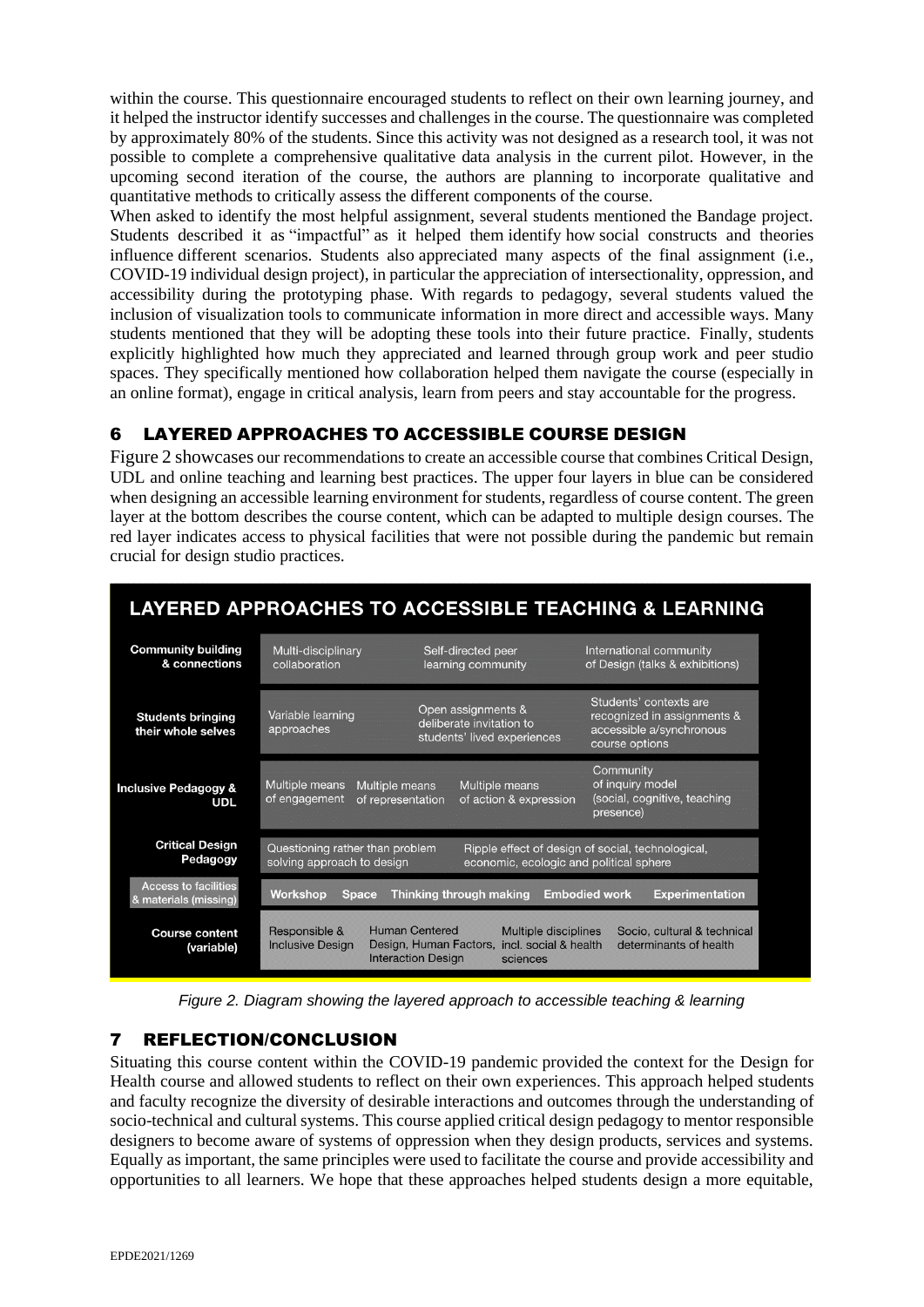within the course. This questionnaire encouraged students to reflect on their own learning journey, and it helped the instructor identify successes and challenges in the course. The questionnaire was completed by approximately 80% of the students. Since this activity was not designed as a research tool, it was not possible to complete a comprehensive qualitative data analysis in the current pilot. However, in the upcoming second iteration of the course, the authors are planning to incorporate qualitative and quantitative methods to critically assess the different components of the course.

When asked to identify the most helpful assignment, several students mentioned the Bandage project. Students described it as "impactful" as it helped them identify how social constructs and theories influence different scenarios. Students also appreciated many aspects of the final assignment (i.e., COVID-19 individual design project), in particular the appreciation of intersectionality, oppression, and accessibility during the prototyping phase. With regards to pedagogy, several students valued the inclusion of visualization tools to communicate information in more direct and accessible ways. Many students mentioned that they will be adopting these tools into their future practice. Finally, students explicitly highlighted how much they appreciated and learned through group work and peer studio spaces. They specifically mentioned how collaboration helped them navigate the course (especially in an online format), engage in critical analysis, learn from peers and stay accountable for the progress.

## 6 LAYERED APPROACHES TO ACCESSIBLE COURSE DESIGN

Figure 2 showcases our recommendations to create an accessible course that combines Critical Design, UDL and online teaching and learning best practices. The upper four layers in blue can be considered when designing an accessible learning environment for students, regardless of course content. The green layer at the bottom describes the course content, which can be adapted to multiple design courses. The red layer indicates access to physical facilities that were not possible during the pandemic but remain crucial for design studio practices.

**LAYERED APPROACHES TO ACCESSIBLE TEACHING & LEARNING**

| Layer | | | | | |
|---|---|---|---|---|---|
| **Community building & connections** | Multi-disciplinary collaboration | Self-directed peer learning community | International community of Design (talks & exhibitions) | | |
| **Students bringing their whole selves** | Variable learning approaches | Open assignments & deliberate invitation to students' lived experiences | Students' contexts are recognized in assignments & accessible a/synchronous course options | | |
| **Inclusive Pedagogy & UDL** | Multiple means of engagement | Multiple means of representation | Multiple means of action & expression | Community of inquiry model (social, cognitive, teaching presence) | |
| **Critical Design Pedagogy** | Questioning rather than problem solving approach to design | Ripple effect of design of social, technological, economic, ecologic and political sphere | | | |
| Access to facilities & materials (missing) | **Workshop** | **Space** | **Thinking through making** | **Embodied work** | **Experimentation** |
| **Course content (variable)** | Responsible & Inclusive Design | Human Centered Design, Human Factors, Interaction Design | Multiple disciplines incl. social & health sciences | Socio, cultural & technical determinants of health | |

*Figure 2. Diagram showing the layered approach to accessible teaching & learning*

## 7 REFLECTION/CONCLUSION

Situating this course content within the COVID-19 pandemic provided the context for the Design for Health course and allowed students to reflect on their own experiences. This approach helped students and faculty recognize the diversity of desirable interactions and outcomes through the understanding of socio-technical and cultural systems. This course applied critical design pedagogy to mentor responsible designers to become aware of systems of oppression when they design products, services and systems. Equally as important, the same principles were used to facilitate the course and provide accessibility and opportunities to all learners. We hope that these approaches helped students design a more equitable,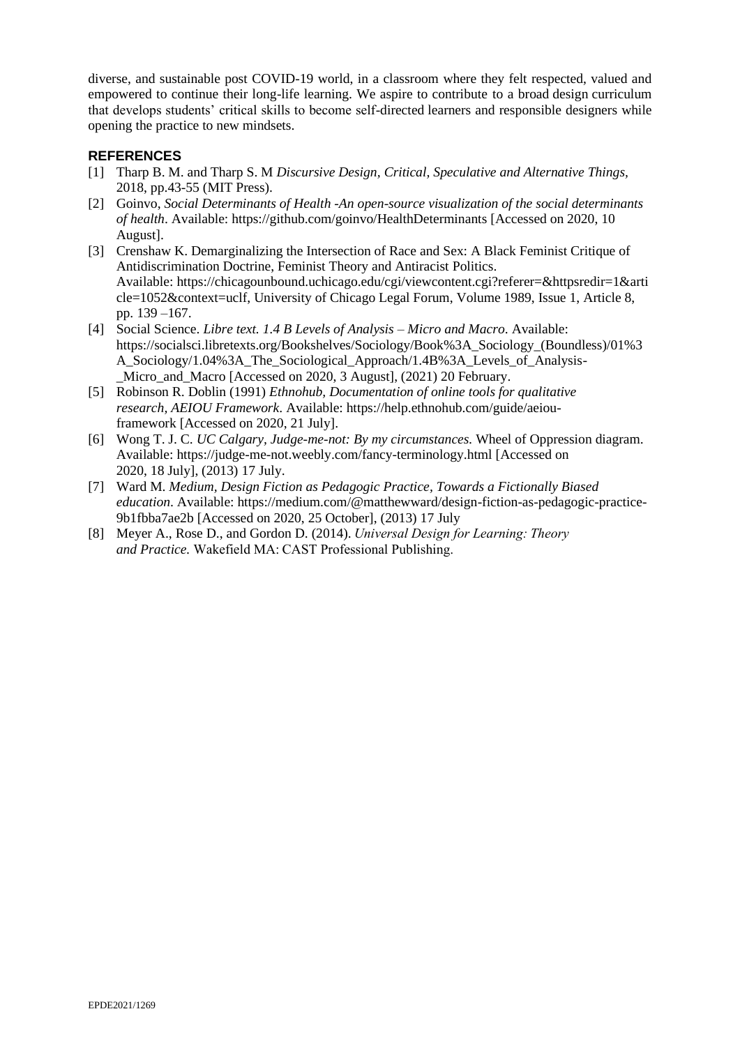diverse, and sustainable post COVID-19 world, in a classroom where they felt respected, valued and empowered to continue their long-life learning. We aspire to contribute to a broad design curriculum that develops students' critical skills to become self-directed learners and responsible designers while opening the practice to new mindsets.

## REFERENCES

[1] Tharp B. M. and Tharp S. M *Discursive Design, Critical, Speculative and Alternative Things*, 2018, pp.43-55 (MIT Press).

[2] Goinvo, *Social Determinants of Health -An open-source visualization of the social determinants of health*. Available: https://github.com/goinvo/HealthDeterminants [Accessed on 2020, 10 August].

[3] Crenshaw K. Demarginalizing the Intersection of Race and Sex: A Black Feminist Critique of Antidiscrimination Doctrine, Feminist Theory and Antiracist Politics. Available: https://chicagounbound.uchicago.edu/cgi/viewcontent.cgi?referer=&httpsredir=1&article=1052&context=uclf, University of Chicago Legal Forum, Volume 1989, Issue 1, Article 8, pp. 139 –167.

[4] Social Science. *Libre text. 1.4 B Levels of Analysis – Micro and Macro*. Available: https://socialsci.libretexts.org/Bookshelves/Sociology/Book%3A_Sociology_(Boundless)/01%3A_Sociology/1.04%3A_The_Sociological_Approach/1.4B%3A_Levels_of_Analysis-_Micro_and_Macro [Accessed on 2020, 3 August], (2021) 20 February.

[5] Robinson R. Doblin (1991) *Ethnohub, Documentation of online tools for qualitative research, AEIOU Framework*. Available: https://help.ethnohub.com/guide/aeiou-framework [Accessed on 2020, 21 July].

[6] Wong T. J. C. *UC Calgary, Judge-me-not: By my circumstances.* Wheel of Oppression diagram. Available: https://judge-me-not.weebly.com/fancy-terminology.html [Accessed on 2020, 18 July], (2013) 17 July.

[7] Ward M. *Medium, Design Fiction as Pedagogic Practice, Towards a Fictionally Biased education*. Available: https://medium.com/@matthewward/design-fiction-as-pedagogic-practice-9b1fbba7ae2b [Accessed on 2020, 25 October], (2013) 17 July

[8] Meyer A., Rose D., and Gordon D. (2014). *Universal Design for Learning: Theory and Practice.* Wakefield MA: CAST Professional Publishing.